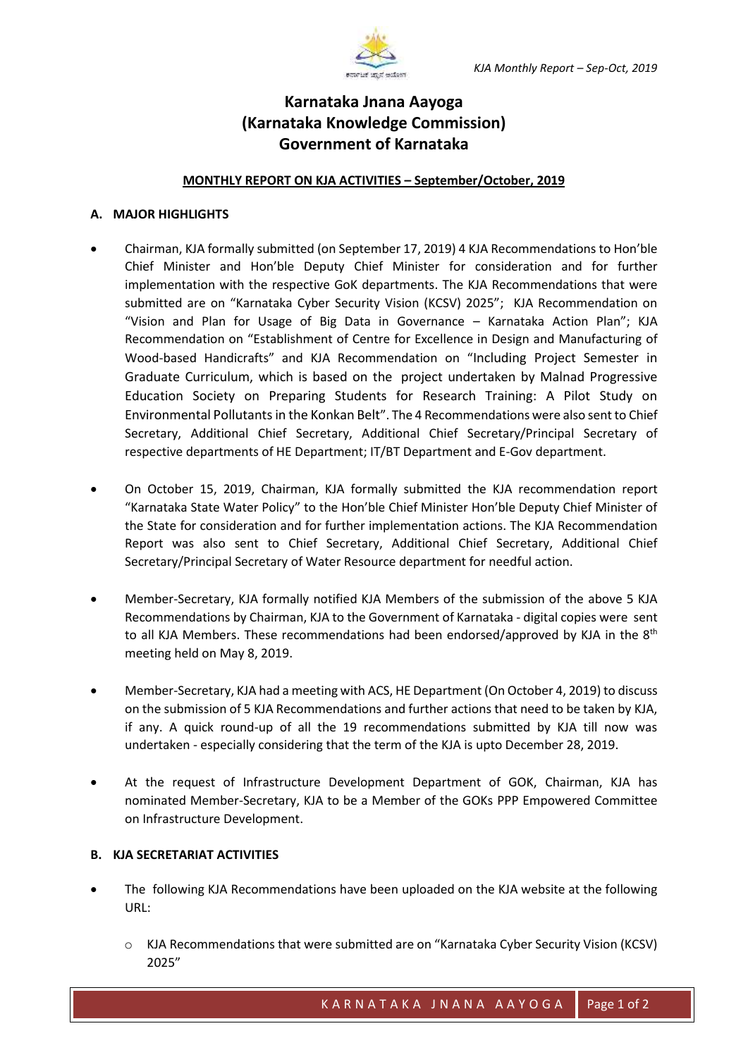# Karnataka Jnana Aayoga
# (Karnataka Knowledge Commission)
# Government of Karnataka

## MONTHLY REPORT ON KJA ACTIVITIES – September/October, 2019

### A. MAJOR HIGHLIGHTS

- Chairman, KJA formally submitted (on September 17, 2019) 4 KJA Recommendations to Hon'ble Chief Minister and Hon'ble Deputy Chief Minister for consideration and for further implementation with the respective GoK departments. The KJA Recommendations that were submitted are on "Karnataka Cyber Security Vision (KCSV) 2025"; KJA Recommendation on "Vision and Plan for Usage of Big Data in Governance – Karnataka Action Plan"; KJA Recommendation on "Establishment of Centre for Excellence in Design and Manufacturing of Wood-based Handicrafts" and KJA Recommendation on "Including Project Semester in Graduate Curriculum, which is based on the project undertaken by Malnad Progressive Education Society on Preparing Students for Research Training: A Pilot Study on Environmental Pollutants in the Konkan Belt". The 4 Recommendations were also sent to Chief Secretary, Additional Chief Secretary, Additional Chief Secretary/Principal Secretary of respective departments of HE Department; IT/BT Department and E-Gov department.

- On October 15, 2019, Chairman, KJA formally submitted the KJA recommendation report "Karnataka State Water Policy" to the Hon'ble Chief Minister Hon'ble Deputy Chief Minister of the State for consideration and for further implementation actions. The KJA Recommendation Report was also sent to Chief Secretary, Additional Chief Secretary, Additional Chief Secretary/Principal Secretary of Water Resource department for needful action.

- Member-Secretary, KJA formally notified KJA Members of the submission of the above 5 KJA Recommendations by Chairman, KJA to the Government of Karnataka - digital copies were sent to all KJA Members. These recommendations had been endorsed/approved by KJA in the 8th meeting held on May 8, 2019.

- Member-Secretary, KJA had a meeting with ACS, HE Department (On October 4, 2019) to discuss on the submission of 5 KJA Recommendations and further actions that need to be taken by KJA, if any. A quick round-up of all the 19 recommendations submitted by KJA till now was undertaken - especially considering that the term of the KJA is upto December 28, 2019.

- At the request of Infrastructure Development Department of GOK, Chairman, KJA has nominated Member-Secretary, KJA to be a Member of the GOKs PPP Empowered Committee on Infrastructure Development.

### B. KJA SECRETARIAT ACTIVITIES

- The following KJA Recommendations have been uploaded on the KJA website at the following URL:
  - KJA Recommendations that were submitted are on "Karnataka Cyber Security Vision (KCSV) 2025"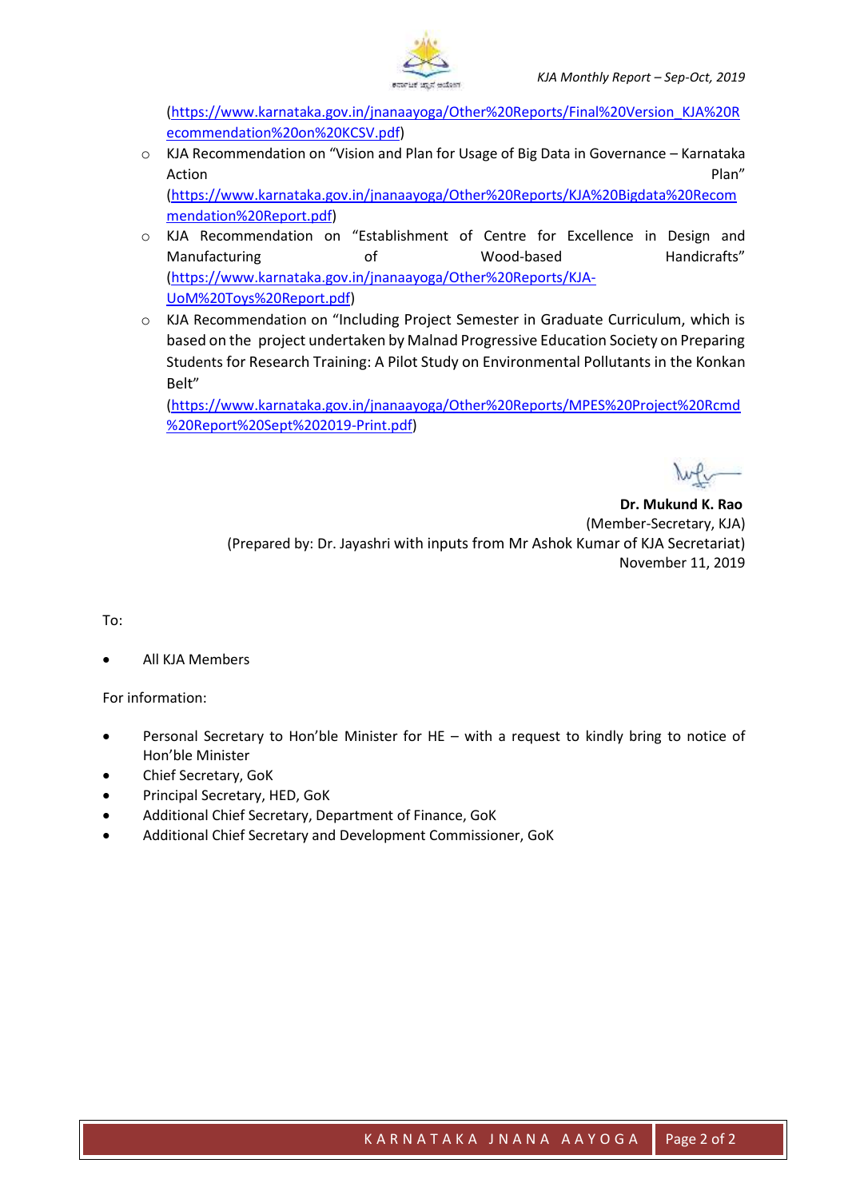(https://www.karnataka.gov.in/jnanaayoga/Other%20Reports/Final%20Version_KJA%20Recommendation%20on%20KCSV.pdf)

- KJA Recommendation on "Vision and Plan for Usage of Big Data in Governance – Karnataka Action Plan" (https://www.karnataka.gov.in/jnanaayoga/Other%20Reports/KJA%20Bigdata%20Recommendation%20Report.pdf)
- KJA Recommendation on "Establishment of Centre for Excellence in Design and Manufacturing of Wood-based Handicrafts" (https://www.karnataka.gov.in/jnanaayoga/Other%20Reports/KJA-UoM%20Toys%20Report.pdf)
- KJA Recommendation on "Including Project Semester in Graduate Curriculum, which is based on the project undertaken by Malnad Progressive Education Society on Preparing Students for Research Training: A Pilot Study on Environmental Pollutants in the Konkan Belt" (https://www.karnataka.gov.in/jnanaayoga/Other%20Reports/MPES%20Project%20Rcmd%20Report%20Sept%202019-Print.pdf)

**Dr. Mukund K. Rao**
(Member-Secretary, KJA)
(Prepared by: Dr. Jayashri with inputs from Mr Ashok Kumar of KJA Secretariat)
November 11, 2019

To:

- All KJA Members

For information:

- Personal Secretary to Hon'ble Minister for HE – with a request to kindly bring to notice of Hon'ble Minister
- Chief Secretary, GoK
- Principal Secretary, HED, GoK
- Additional Chief Secretary, Department of Finance, GoK
- Additional Chief Secretary and Development Commissioner, GoK